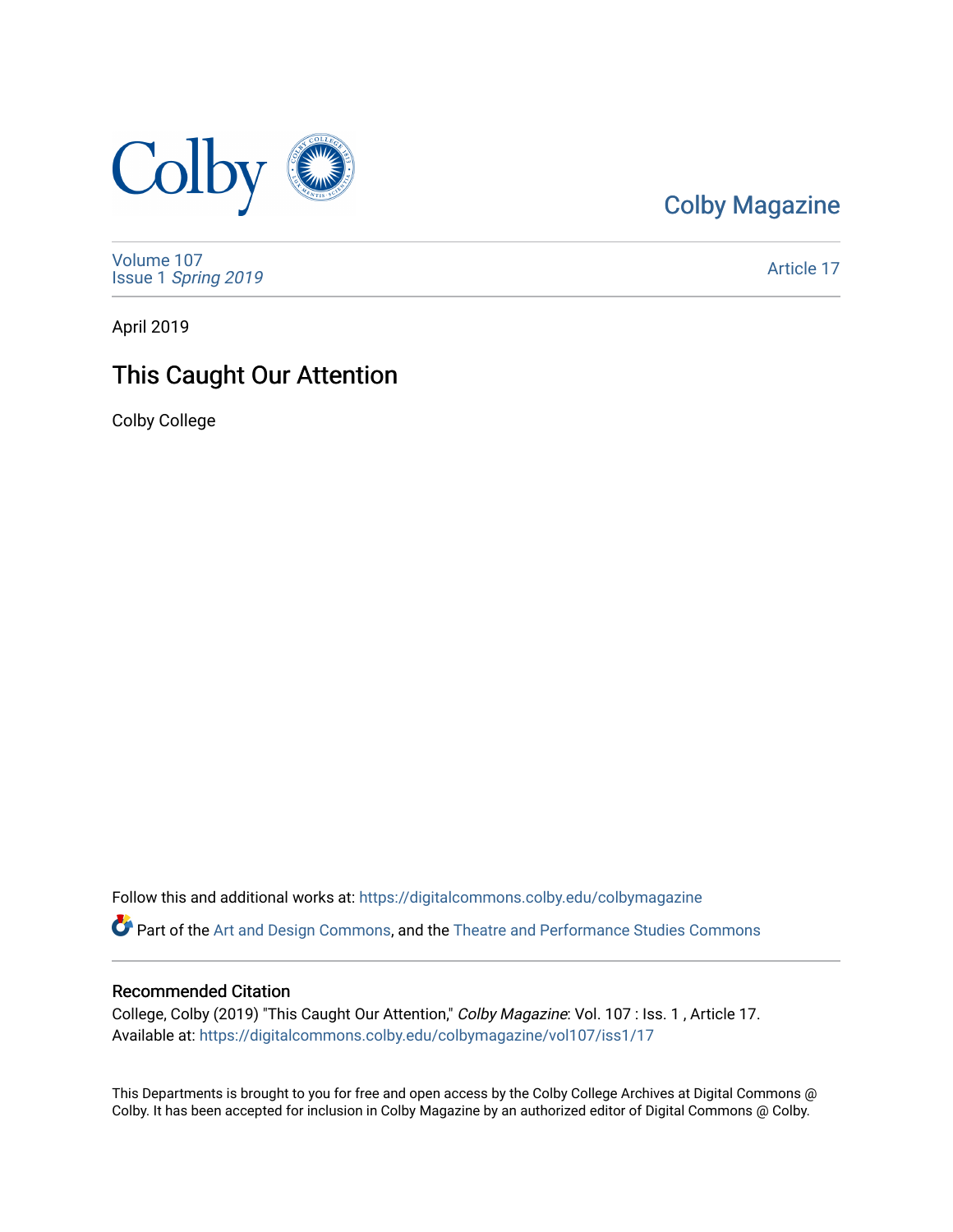Colby Magazine

Volume 107
Issue 1 *Spring 2019*

Article 17

April 2019

# This Caught Our Attention

Colby College

Follow this and additional works at: https://digitalcommons.colby.edu/colbymagazine

Part of the Art and Design Commons, and the Theatre and Performance Studies Commons

## Recommended Citation

College, Colby (2019) "This Caught Our Attention," *Colby Magazine*: Vol. 107 : Iss. 1 , Article 17.
Available at: https://digitalcommons.colby.edu/colbymagazine/vol107/iss1/17

This Departments is brought to you for free and open access by the Colby College Archives at Digital Commons @ Colby. It has been accepted for inclusion in Colby Magazine by an authorized editor of Digital Commons @ Colby.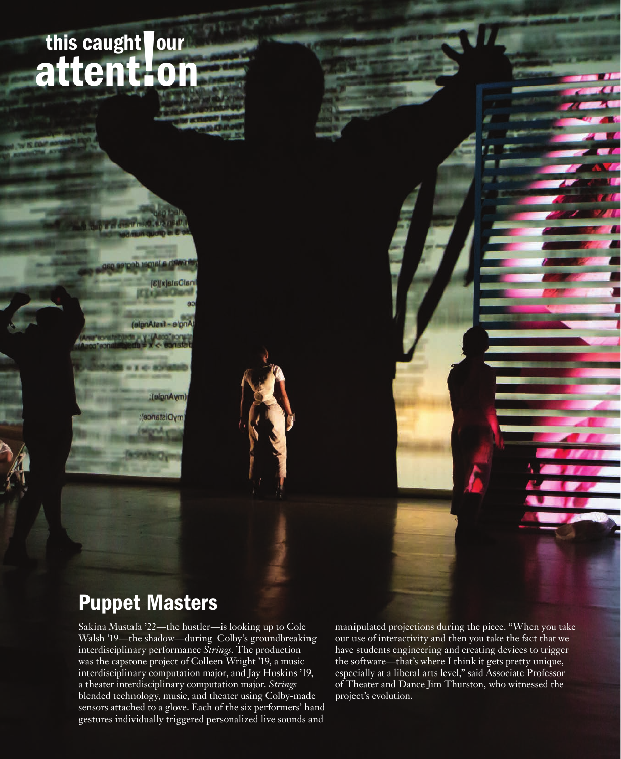this caught our attention

## Puppet Masters

Sakina Mustafa '22—the hustler—is looking up to Cole Walsh '19—the shadow—during Colby's groundbreaking interdisciplinary performance *Strings*. The production was the capstone project of Colleen Wright '19, a music interdisciplinary computation major, and Jay Huskins '19, a theater interdisciplinary computation major. *Strings* blended technology, music, and theater using Colby-made sensors attached to a glove. Each of the six performers' hand gestures individually triggered personalized live sounds and manipulated projections during the piece. "When you take our use of interactivity and then you take the fact that we have students engineering and creating devices to trigger the software—that's where I think it gets pretty unique, especially at a liberal arts level," said Associate Professor of Theater and Dance Jim Thurston, who witnessed the project's evolution.